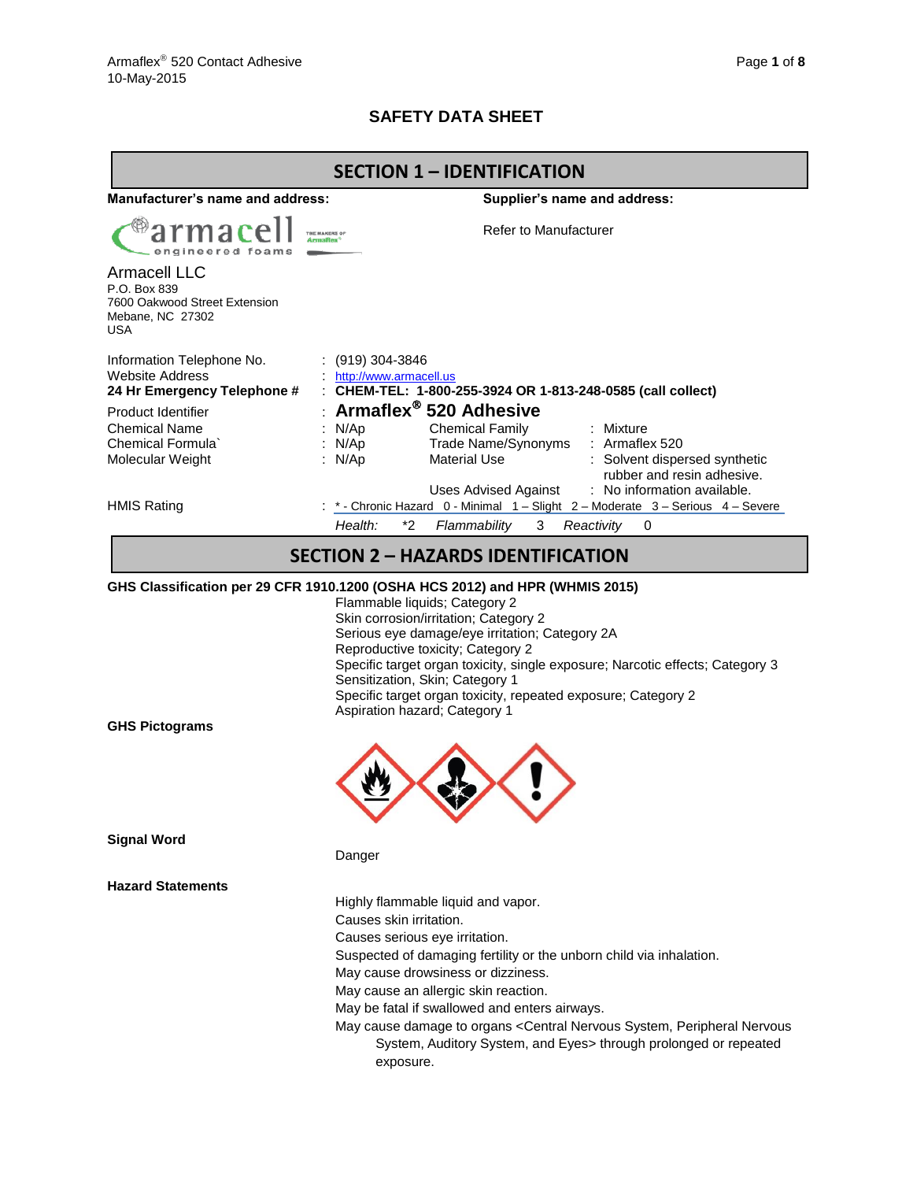# SAFETY DATA SHEET

## SECTION 1 – IDENTIFICATION

**Manufacturer's name and address:**

Armacell LLC
P.O. Box 839
7600 Oakwood Street Extension
Mebane, NC 27302
USA

**Supplier's name and address:**

Refer to Manufacturer

| | | |
|---|---|---|
| Information Telephone No. | : | (919) 304-3846 |
| Website Address | : | http://www.armacell.us |
| **24 Hr Emergency Telephone #** | : | **CHEM-TEL: 1-800-255-3924 OR 1-813-248-0585 (call collect)** |
| Product Identifier | : | **Armaflex® 520 Adhesive** |

| | | | | |
|---|---|---|---|---|
| Chemical Name | : N/Ap | Chemical Family | : | Mixture |
| Chemical Formula` | : N/Ap | Trade Name/Synonyms | : | Armaflex 520 |
| Molecular Weight | : N/Ap | Material Use | : | Solvent dispersed synthetic rubber and resin adhesive. |
| | | Uses Advised Against | : | No information available. |

HMIS Rating : * - Chronic Hazard 0 - Minimal 1 – Slight 2 – Moderate 3 – Serious 4 – Severe

*Health:* *2 *Flammability* 3 *Reactivity* 0

## SECTION 2 – HAZARDS IDENTIFICATION

**GHS Classification per 29 CFR 1910.1200 (OSHA HCS 2012) and HPR (WHMIS 2015)**

- Flammable liquids; Category 2
- Skin corrosion/irritation; Category 2
- Serious eye damage/eye irritation; Category 2A
- Reproductive toxicity; Category 2
- Specific target organ toxicity, single exposure; Narcotic effects; Category 3
- Sensitization, Skin; Category 1
- Specific target organ toxicity, repeated exposure; Category 2
- Aspiration hazard; Category 1

**GHS Pictograms**

**Signal Word**

Danger

**Hazard Statements**

Highly flammable liquid and vapor.
Causes skin irritation.
Causes serious eye irritation.
Suspected of damaging fertility or the unborn child via inhalation.
May cause drowsiness or dizziness.
May cause an allergic skin reaction.
May be fatal if swallowed and enters airways.
May cause damage to organs <Central Nervous System, Peripheral Nervous System, Auditory System, and Eyes> through prolonged or repeated exposure.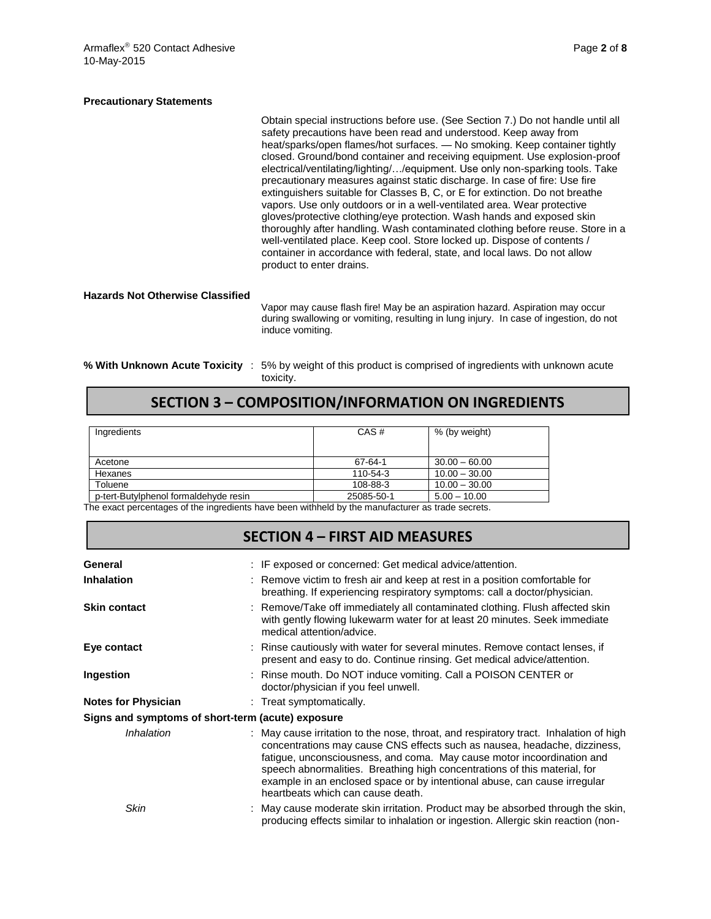**Precautionary Statements**

Obtain special instructions before use. (See Section 7.) Do not handle until all safety precautions have been read and understood. Keep away from heat/sparks/open flames/hot surfaces. — No smoking. Keep container tightly closed. Ground/bond container and receiving equipment. Use explosion-proof electrical/ventilating/lighting/…/equipment. Use only non-sparking tools. Take precautionary measures against static discharge. In case of fire: Use fire extinguishers suitable for Classes B, C, or E for extinction. Do not breathe vapors. Use only outdoors or in a well-ventilated area. Wear protective gloves/protective clothing/eye protection. Wash hands and exposed skin thoroughly after handling. Wash contaminated clothing before reuse. Store in a well-ventilated place. Keep cool. Store locked up. Dispose of contents / container in accordance with federal, state, and local laws. Do not allow product to enter drains.

**Hazards Not Otherwise Classified**

Vapor may cause flash fire! May be an aspiration hazard. Aspiration may occur during swallowing or vomiting, resulting in lung injury. In case of ingestion, do not induce vomiting.

**% With Unknown Acute Toxicity** : 5% by weight of this product is comprised of ingredients with unknown acute toxicity.

## SECTION 3 – COMPOSITION/INFORMATION ON INGREDIENTS

| Ingredients | CAS # | % (by weight) |
|---|---|---|
| Acetone | 67-64-1 | 30.00 – 60.00 |
| Hexanes | 110-54-3 | 10.00 – 30.00 |
| Toluene | 108-88-3 | 10.00 – 30.00 |
| p-tert-Butylphenol formaldehyde resin | 25085-50-1 | 5.00 – 10.00 |

The exact percentages of the ingredients have been withheld by the manufacturer as trade secrets.

## SECTION 4 – FIRST AID MEASURES

**General** : IF exposed or concerned: Get medical advice/attention.

**Inhalation** : Remove victim to fresh air and keep at rest in a position comfortable for breathing. If experiencing respiratory symptoms: call a doctor/physician.

**Skin contact** : Remove/Take off immediately all contaminated clothing. Flush affected skin with gently flowing lukewarm water for at least 20 minutes. Seek immediate medical attention/advice.

**Eye contact** : Rinse cautiously with water for several minutes. Remove contact lenses, if present and easy to do. Continue rinsing. Get medical advice/attention.

**Ingestion** : Rinse mouth. Do NOT induce vomiting. Call a POISON CENTER or doctor/physician if you feel unwell.

**Notes for Physician** : Treat symptomatically.

**Signs and symptoms of short-term (acute) exposure**

*Inhalation* : May cause irritation to the nose, throat, and respiratory tract. Inhalation of high concentrations may cause CNS effects such as nausea, headache, dizziness, fatigue, unconsciousness, and coma. May cause motor incoordination and speech abnormalities. Breathing high concentrations of this material, for example in an enclosed space or by intentional abuse, can cause irregular heartbeats which can cause death.

*Skin* : May cause moderate skin irritation. Product may be absorbed through the skin, producing effects similar to inhalation or ingestion. Allergic skin reaction (non-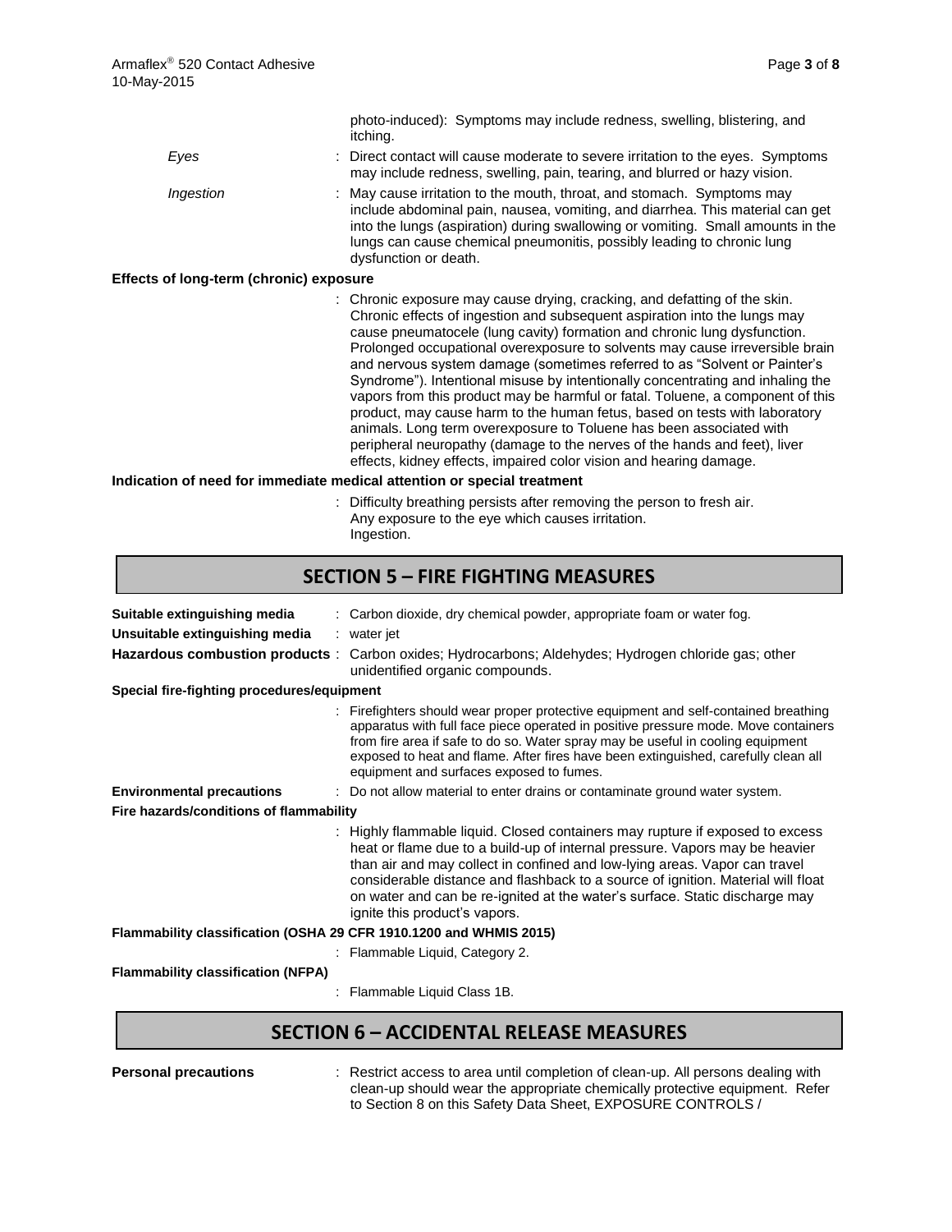photo-induced): Symptoms may include redness, swelling, blistering, and itching.

*Eyes* : Direct contact will cause moderate to severe irritation to the eyes. Symptoms may include redness, swelling, pain, tearing, and blurred or hazy vision.

*Ingestion* : May cause irritation to the mouth, throat, and stomach. Symptoms may include abdominal pain, nausea, vomiting, and diarrhea. This material can get into the lungs (aspiration) during swallowing or vomiting. Small amounts in the lungs can cause chemical pneumonitis, possibly leading to chronic lung dysfunction or death.

**Effects of long-term (chronic) exposure**

: Chronic exposure may cause drying, cracking, and defatting of the skin. Chronic effects of ingestion and subsequent aspiration into the lungs may cause pneumatocele (lung cavity) formation and chronic lung dysfunction. Prolonged occupational overexposure to solvents may cause irreversible brain and nervous system damage (sometimes referred to as "Solvent or Painter's Syndrome"). Intentional misuse by intentionally concentrating and inhaling the vapors from this product may be harmful or fatal. Toluene, a component of this product, may cause harm to the human fetus, based on tests with laboratory animals. Long term overexposure to Toluene has been associated with peripheral neuropathy (damage to the nerves of the hands and feet), liver effects, kidney effects, impaired color vision and hearing damage.

**Indication of need for immediate medical attention or special treatment**

: Difficulty breathing persists after removing the person to fresh air.
Any exposure to the eye which causes irritation.
Ingestion.

## SECTION 5 – FIRE FIGHTING MEASURES

**Suitable extinguishing media** : Carbon dioxide, dry chemical powder, appropriate foam or water fog.

**Unsuitable extinguishing media** : water jet

**Hazardous combustion products** : Carbon oxides; Hydrocarbons; Aldehydes; Hydrogen chloride gas; other unidentified organic compounds.

**Special fire-fighting procedures/equipment**

: Firefighters should wear proper protective equipment and self-contained breathing apparatus with full face piece operated in positive pressure mode. Move containers from fire area if safe to do so. Water spray may be useful in cooling equipment exposed to heat and flame. After fires have been extinguished, carefully clean all equipment and surfaces exposed to fumes.

**Environmental precautions** : Do not allow material to enter drains or contaminate ground water system.

**Fire hazards/conditions of flammability**

: Highly flammable liquid. Closed containers may rupture if exposed to excess heat or flame due to a build-up of internal pressure. Vapors may be heavier than air and may collect in confined and low-lying areas. Vapor can travel considerable distance and flashback to a source of ignition. Material will float on water and can be re-ignited at the water's surface. Static discharge may ignite this product's vapors.

**Flammability classification (OSHA 29 CFR 1910.1200 and WHMIS 2015)**

: Flammable Liquid, Category 2.

**Flammability classification (NFPA)**

: Flammable Liquid Class 1B.

## SECTION 6 – ACCIDENTAL RELEASE MEASURES

**Personal precautions** : Restrict access to area until completion of clean-up. All persons dealing with clean-up should wear the appropriate chemically protective equipment. Refer to Section 8 on this Safety Data Sheet, EXPOSURE CONTROLS /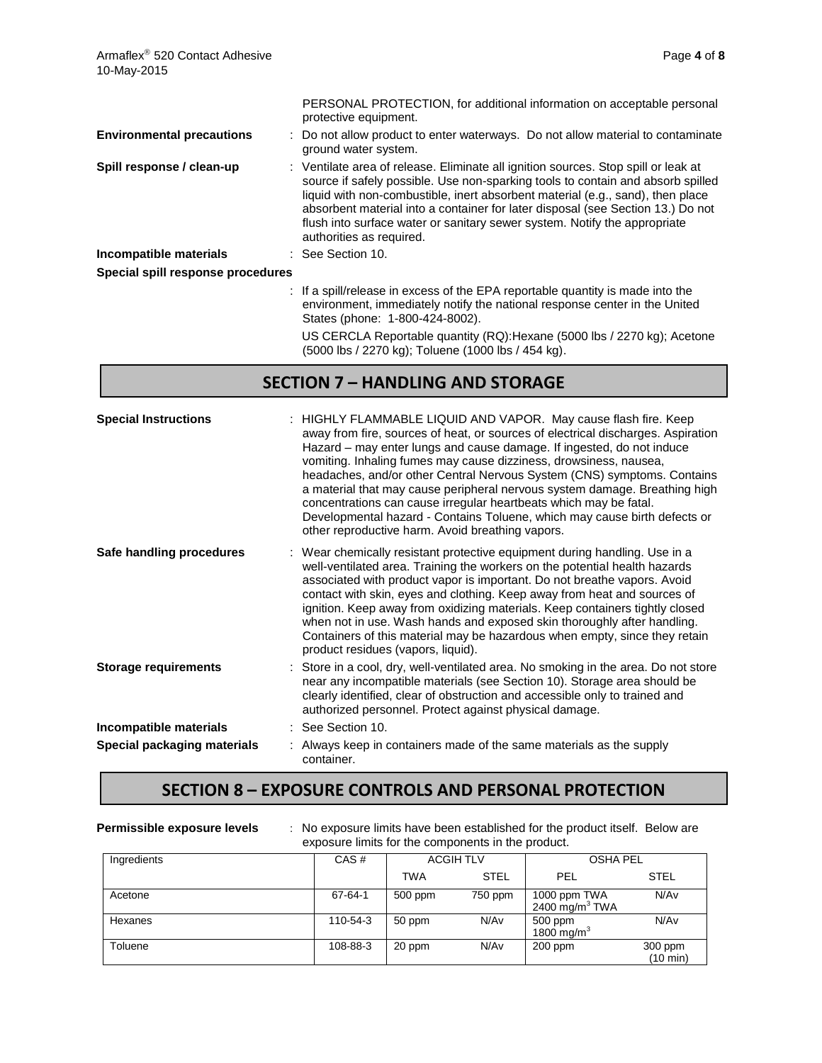PERSONAL PROTECTION, for additional information on acceptable personal protective equipment.

**Environmental precautions** : Do not allow product to enter waterways. Do not allow material to contaminate ground water system.

**Spill response / clean-up** : Ventilate area of release. Eliminate all ignition sources. Stop spill or leak at source if safely possible. Use non-sparking tools to contain and absorb spilled liquid with non-combustible, inert absorbent material (e.g., sand), then place absorbent material into a container for later disposal (see Section 13.) Do not flush into surface water or sanitary sewer system. Notify the appropriate authorities as required.

**Incompatible materials** : See Section 10.

**Special spill response procedures**

: If a spill/release in excess of the EPA reportable quantity is made into the environment, immediately notify the national response center in the United States (phone: 1-800-424-8002).

US CERCLA Reportable quantity (RQ):Hexane (5000 lbs / 2270 kg); Acetone (5000 lbs / 2270 kg); Toluene (1000 lbs / 454 kg).

## SECTION 7 – HANDLING AND STORAGE

**Special Instructions** : HIGHLY FLAMMABLE LIQUID AND VAPOR. May cause flash fire. Keep away from fire, sources of heat, or sources of electrical discharges. Aspiration Hazard – may enter lungs and cause damage. If ingested, do not induce vomiting. Inhaling fumes may cause dizziness, drowsiness, nausea, headaches, and/or other Central Nervous System (CNS) symptoms. Contains a material that may cause peripheral nervous system damage. Breathing high concentrations can cause irregular heartbeats which may be fatal. Developmental hazard - Contains Toluene, which may cause birth defects or other reproductive harm. Avoid breathing vapors.

**Safe handling procedures** : Wear chemically resistant protective equipment during handling. Use in a well-ventilated area. Training the workers on the potential health hazards associated with product vapor is important. Do not breathe vapors. Avoid contact with skin, eyes and clothing. Keep away from heat and sources of ignition. Keep away from oxidizing materials. Keep containers tightly closed when not in use. Wash hands and exposed skin thoroughly after handling. Containers of this material may be hazardous when empty, since they retain product residues (vapors, liquid).

**Storage requirements** : Store in a cool, dry, well-ventilated area. No smoking in the area. Do not store near any incompatible materials (see Section 10). Storage area should be clearly identified, clear of obstruction and accessible only to trained and authorized personnel. Protect against physical damage.

**Incompatible materials** : See Section 10.

**Special packaging materials** : Always keep in containers made of the same materials as the supply container.

## SECTION 8 – EXPOSURE CONTROLS AND PERSONAL PROTECTION

**Permissible exposure levels** : No exposure limits have been established for the product itself. Below are exposure limits for the components in the product.

| Ingredients | CAS # | ACGIH TLV | | OSHA PEL | |
|---|---|---|---|---|---|
| | | TWA | STEL | PEL | STEL |
| Acetone | 67-64-1 | 500 ppm | 750 ppm | 1000 ppm TWA 2400 mg/m$^3$ TWA | N/Av |
| Hexanes | 110-54-3 | 50 ppm | N/Av | 500 ppm 1800 mg/m$^3$ | N/Av |
| Toluene | 108-88-3 | 20 ppm | N/Av | 200 ppm | 300 ppm (10 min) |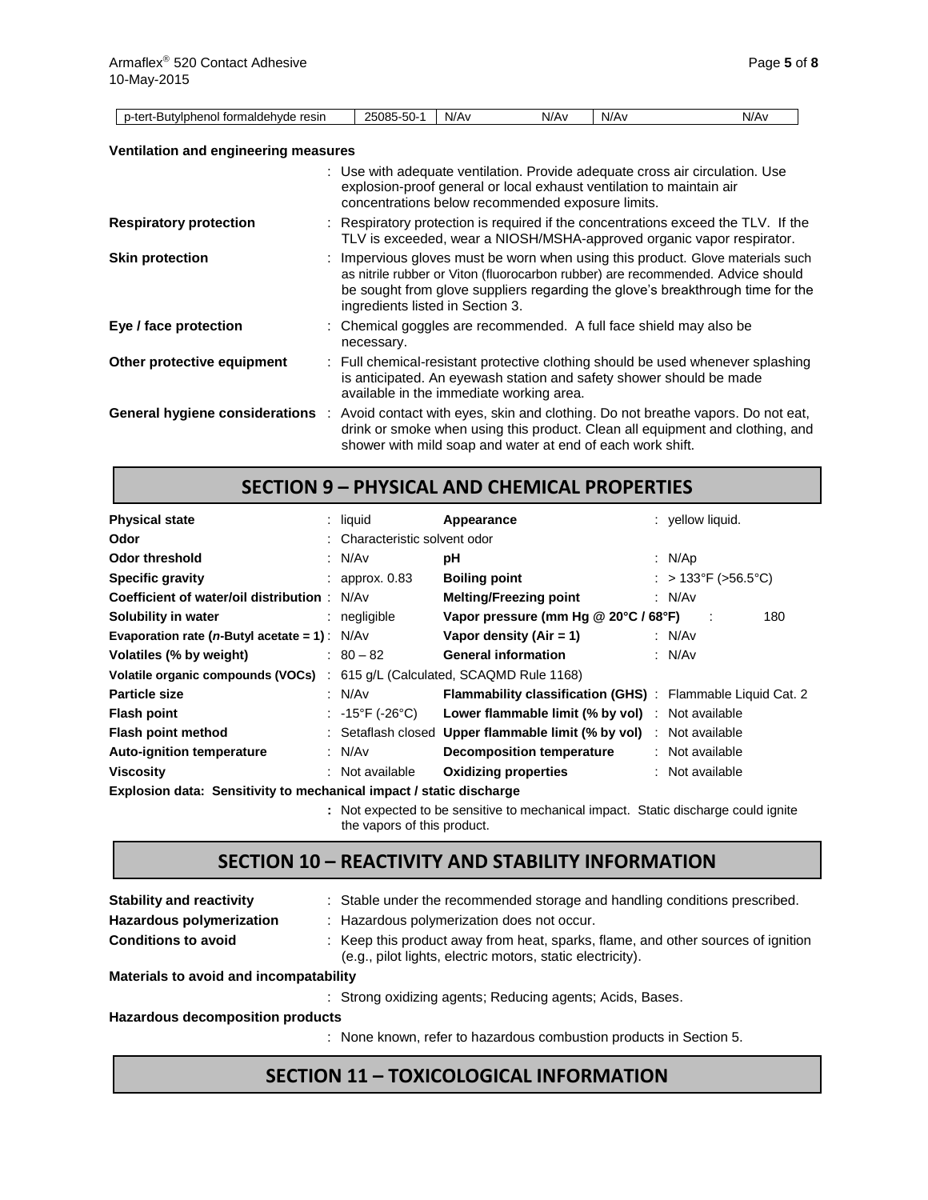| p-tert-Butylphenol formaldehyde resin | 25085-50-1 | N/Av | N/Av | N/Av | N/Av |
|---|---|---|---|---|---|

**Ventilation and engineering measures**

: Use with adequate ventilation. Provide adequate cross air circulation. Use explosion-proof general or local exhaust ventilation to maintain air concentrations below recommended exposure limits.

**Respiratory protection** : Respiratory protection is required if the concentrations exceed the TLV. If the TLV is exceeded, wear a NIOSH/MSHA-approved organic vapor respirator.

**Skin protection** : Impervious gloves must be worn when using this product. Glove materials such as nitrile rubber or Viton (fluorocarbon rubber) are recommended. Advice should be sought from glove suppliers regarding the glove's breakthrough time for the ingredients listed in Section 3.

**Eye / face protection** : Chemical goggles are recommended. A full face shield may also be necessary.

**Other protective equipment** : Full chemical-resistant protective clothing should be used whenever splashing is anticipated. An eyewash station and safety shower should be made available in the immediate working area.

**General hygiene considerations** : Avoid contact with eyes, skin and clothing. Do not breathe vapors. Do not eat, drink or smoke when using this product. Clean all equipment and clothing, and shower with mild soap and water at end of each work shift.

## SECTION 9 – PHYSICAL AND CHEMICAL PROPERTIES

| | | | |
|---|---|---|---|
| **Physical state** | : liquid | **Appearance** | : yellow liquid. |
| **Odor** | : Characteristic solvent odor | | |
| **Odor threshold** | : N/Av | **pH** | : N/Ap |
| **Specific gravity** | : approx. 0.83 | **Boiling point** | : > 133°F (>56.5°C) |
| **Coefficient of water/oil distribution** | : N/Av | **Melting/Freezing point** | : N/Av |
| **Solubility in water** | : negligible | **Vapor pressure (mm Hg @ 20°C / 68°F)** | : 180 |
| **Evaporation rate (*n*-Butyl acetate = 1)** | : N/Av | **Vapor density (Air = 1)** | : N/Av |
| **Volatiles (% by weight)** | : 80 – 82 | **General information** | : N/Av |
| **Volatile organic compounds (VOCs)** | : 615 g/L (Calculated, SCAQMD Rule 1168) | | |
| **Particle size** | : N/Av | **Flammability classification (GHS)** | : Flammable Liquid Cat. 2 |
| **Flash point** | : -15°F (-26°C) | **Lower flammable limit (% by vol)** | : Not available |
| **Flash point method** | : Setaflash closed | **Upper flammable limit (% by vol)** | : Not available |
| **Auto-ignition temperature** | : N/Av | **Decomposition temperature** | : Not available |
| **Viscosity** | : Not available | **Oxidizing properties** | : Not available |

**Explosion data: Sensitivity to mechanical impact / static discharge**

: Not expected to be sensitive to mechanical impact. Static discharge could ignite the vapors of this product.

## SECTION 10 – REACTIVITY AND STABILITY INFORMATION

**Stability and reactivity** : Stable under the recommended storage and handling conditions prescribed.

**Hazardous polymerization** : Hazardous polymerization does not occur.

**Conditions to avoid** : Keep this product away from heat, sparks, flame, and other sources of ignition (e.g., pilot lights, electric motors, static electricity).

**Materials to avoid and incompatibility**

: Strong oxidizing agents; Reducing agents; Acids, Bases.

**Hazardous decomposition products**

: None known, refer to hazardous combustion products in Section 5.

## SECTION 11 – TOXICOLOGICAL INFORMATION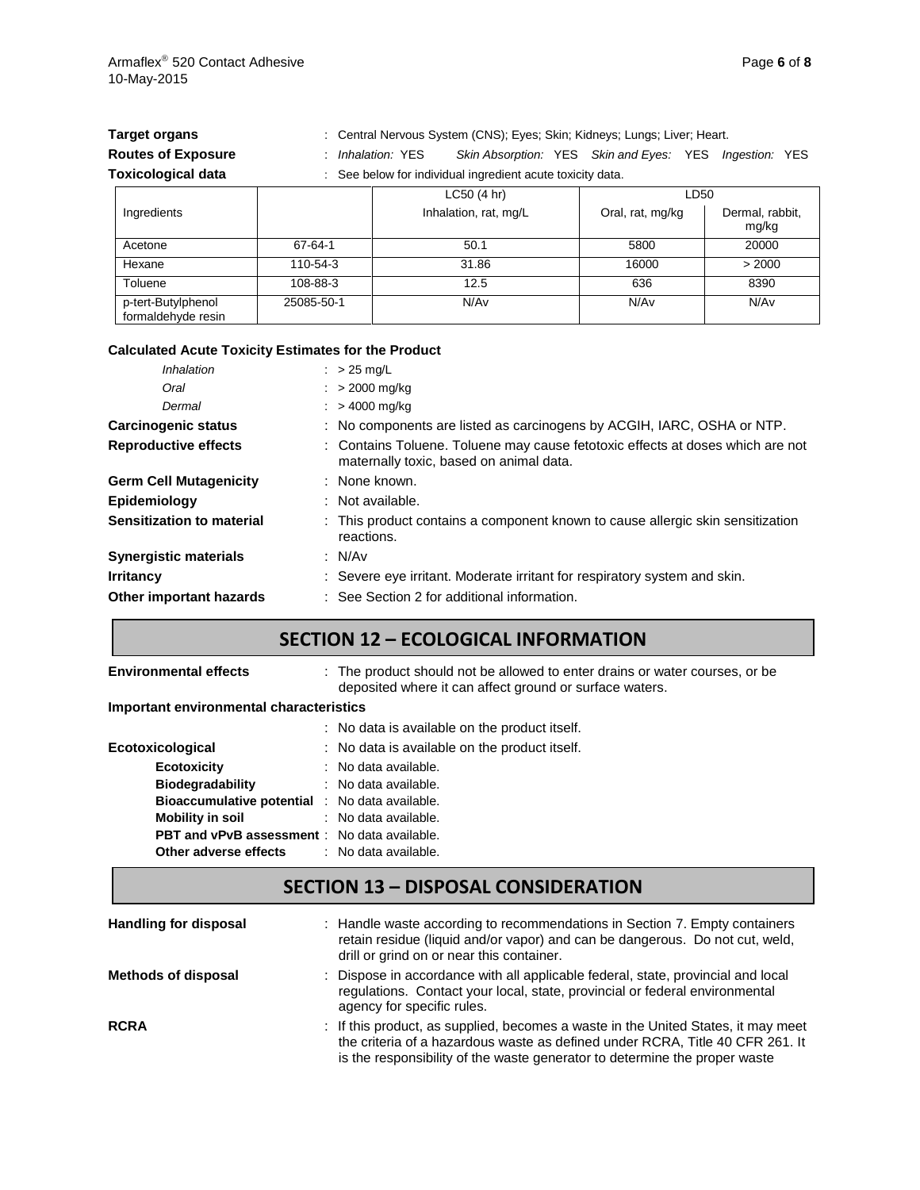**Target organs** : Central Nervous System (CNS); Eyes; Skin; Kidneys; Lungs; Liver; Heart.

**Routes of Exposure** : *Inhalation:* YES *Skin Absorption:* YES *Skin and Eyes:* YES *Ingestion:* YES

**Toxicological data** : See below for individual ingredient acute toxicity data.

| Ingredients | | LC50 (4 hr) Inhalation, rat, mg/L | LD50 Oral, rat, mg/kg | LD50 Dermal, rabbit, mg/kg |
|---|---|---|---|---|
| Acetone | 67-64-1 | 50.1 | 5800 | 20000 |
| Hexane | 110-54-3 | 31.86 | 16000 | > 2000 |
| Toluene | 108-88-3 | 12.5 | 636 | 8390 |
| p-tert-Butylphenol formaldehyde resin | 25085-50-1 | N/Av | N/Av | N/Av |

**Calculated Acute Toxicity Estimates for the Product**

*Inhalation* : > 25 mg/L

*Oral* : > 2000 mg/kg

*Dermal* : > 4000 mg/kg

**Carcinogenic status** : No components are listed as carcinogens by ACGIH, IARC, OSHA or NTP.

**Reproductive effects** : Contains Toluene. Toluene may cause fetotoxic effects at doses which are not maternally toxic, based on animal data.

**Germ Cell Mutagenicity** : None known.

**Epidemiology** : Not available.

**Sensitization to material** : This product contains a component known to cause allergic skin sensitization reactions.

**Synergistic materials** : N/Av

**Irritancy** : Severe eye irritant. Moderate irritant for respiratory system and skin.

**Other important hazards** : See Section 2 for additional information.

## SECTION 12 – ECOLOGICAL INFORMATION

**Environmental effects** : The product should not be allowed to enter drains or water courses, or be deposited where it can affect ground or surface waters.

**Important environmental characteristics**

: No data is available on the product itself.

**Ecotoxicological** : No data is available on the product itself.

- **Ecotoxicity** : No data available.
- **Biodegradability** : No data available.
- **Bioaccumulative potential** : No data available.
- **Mobility in soil** : No data available.
- **PBT and vPvB assessment** : No data available.
- **Other adverse effects** : No data available.

## SECTION 13 – DISPOSAL CONSIDERATION

**Handling for disposal** : Handle waste according to recommendations in Section 7. Empty containers retain residue (liquid and/or vapor) and can be dangerous. Do not cut, weld, drill or grind on or near this container.

**Methods of disposal** : Dispose in accordance with all applicable federal, state, provincial and local regulations. Contact your local, state, provincial or federal environmental agency for specific rules.

**RCRA** : If this product, as supplied, becomes a waste in the United States, it may meet the criteria of a hazardous waste as defined under RCRA, Title 40 CFR 261. It is the responsibility of the waste generator to determine the proper waste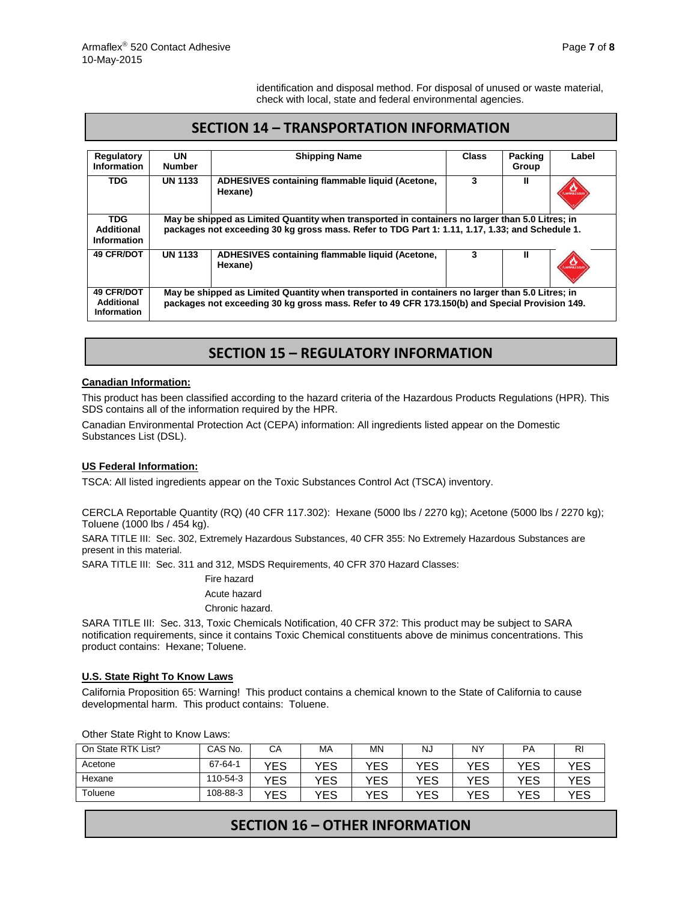identification and disposal method. For disposal of unused or waste material, check with local, state and federal environmental agencies.

## SECTION 14 – TRANSPORTATION INFORMATION

| Regulatory Information | UN Number | Shipping Name | Class | Packing Group | Label |
|---|---|---|---|---|---|
| **TDG** | **UN 1133** | **ADHESIVES containing flammable liquid (Acetone, Hexane)** | **3** | **II** | |
| **TDG Additional Information** | **May be shipped as Limited Quantity when transported in containers no larger than 5.0 Litres; in packages not exceeding 30 kg gross mass. Refer to TDG Part 1: 1.11, 1.17, 1.33; and Schedule 1.** | | | | |
| **49 CFR/DOT** | **UN 1133** | **ADHESIVES containing flammable liquid (Acetone, Hexane)** | **3** | **II** | |
| **49 CFR/DOT Additional Information** | **May be shipped as Limited Quantity when transported in containers no larger than 5.0 Litres; in packages not exceeding 30 kg gross mass. Refer to 49 CFR 173.150(b) and Special Provision 149.** | | | | |

## SECTION 15 – REGULATORY INFORMATION

**Canadian Information:**

This product has been classified according to the hazard criteria of the Hazardous Products Regulations (HPR). This SDS contains all of the information required by the HPR.

Canadian Environmental Protection Act (CEPA) information: All ingredients listed appear on the Domestic Substances List (DSL).

**US Federal Information:**

TSCA: All listed ingredients appear on the Toxic Substances Control Act (TSCA) inventory.

CERCLA Reportable Quantity (RQ) (40 CFR 117.302): Hexane (5000 lbs / 2270 kg); Acetone (5000 lbs / 2270 kg); Toluene (1000 lbs / 454 kg).

SARA TITLE III: Sec. 302, Extremely Hazardous Substances, 40 CFR 355: No Extremely Hazardous Substances are present in this material.

SARA TITLE III: Sec. 311 and 312, MSDS Requirements, 40 CFR 370 Hazard Classes:

Fire hazard
Acute hazard
Chronic hazard.

SARA TITLE III: Sec. 313, Toxic Chemicals Notification, 40 CFR 372: This product may be subject to SARA notification requirements, since it contains Toxic Chemical constituents above de minimus concentrations. This product contains: Hexane; Toluene.

**U.S. State Right To Know Laws**

California Proposition 65: Warning! This product contains a chemical known to the State of California to cause developmental harm. This product contains: Toluene.

Other State Right to Know Laws:

| On State RTK List? | CAS No. | CA | MA | MN | NJ | NY | PA | RI |
|---|---|---|---|---|---|---|---|---|
| Acetone | 67-64-1 | YES | YES | YES | YES | YES | YES | YES |
| Hexane | 110-54-3 | YES | YES | YES | YES | YES | YES | YES |
| Toluene | 108-88-3 | YES | YES | YES | YES | YES | YES | YES |

## SECTION 16 – OTHER INFORMATION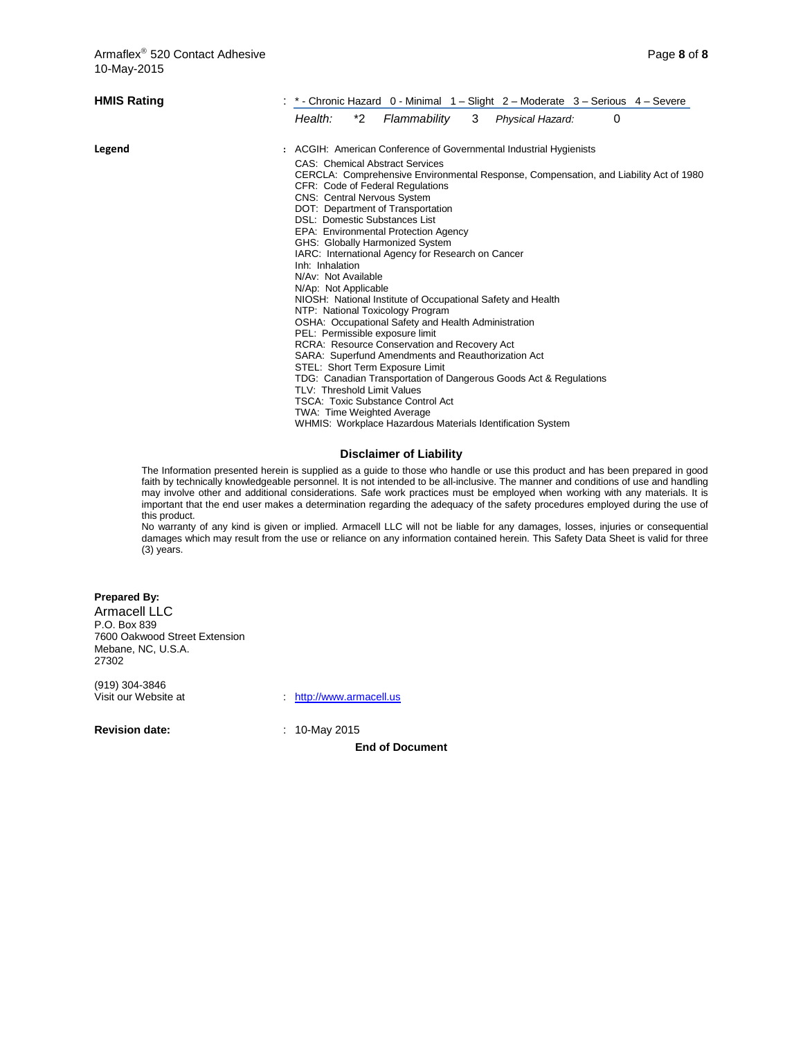**HMIS Rating** : * - Chronic Hazard 0 - Minimal 1 – Slight 2 – Moderate 3 – Serious 4 – Severe

| | | | | | |
|---|---|---|---|---|---|
| *Health:* | *2 | *Flammability* | 3 | *Physical Hazard:* | 0 |

**Legend** :

ACGIH: American Conference of Governmental Industrial Hygienists
CAS: Chemical Abstract Services
CERCLA: Comprehensive Environmental Response, Compensation, and Liability Act of 1980
CFR: Code of Federal Regulations
CNS: Central Nervous System
DOT: Department of Transportation
DSL: Domestic Substances List
EPA: Environmental Protection Agency
GHS: Globally Harmonized System
IARC: International Agency for Research on Cancer
Inh: Inhalation
N/Av: Not Available
N/Ap: Not Applicable
NIOSH: National Institute of Occupational Safety and Health
NTP: National Toxicology Program
OSHA: Occupational Safety and Health Administration
PEL: Permissible exposure limit
RCRA: Resource Conservation and Recovery Act
SARA: Superfund Amendments and Reauthorization Act
STEL: Short Term Exposure Limit
TDG: Canadian Transportation of Dangerous Goods Act & Regulations
TLV: Threshold Limit Values
TSCA: Toxic Substance Control Act
TWA: Time Weighted Average
WHMIS: Workplace Hazardous Materials Identification System

## Disclaimer of Liability

The Information presented herein is supplied as a guide to those who handle or use this product and has been prepared in good faith by technically knowledgeable personnel. It is not intended to be all-inclusive. The manner and conditions of use and handling may involve other and additional considerations. Safe work practices must be employed when working with any materials. It is important that the end user makes a determination regarding the adequacy of the safety procedures employed during the use of this product.
No warranty of any kind is given or implied. Armacell LLC will not be liable for any damages, losses, injuries or consequential damages which may result from the use or reliance on any information contained herein. This Safety Data Sheet is valid for three (3) years.

**Prepared By:**
Armacell LLC
P.O. Box 839
7600 Oakwood Street Extension
Mebane, NC, U.S.A.
27302

(919) 304-3846
Visit our Website at : http://www.armacell.us

**Revision date:** : 10-May 2015

**End of Document**